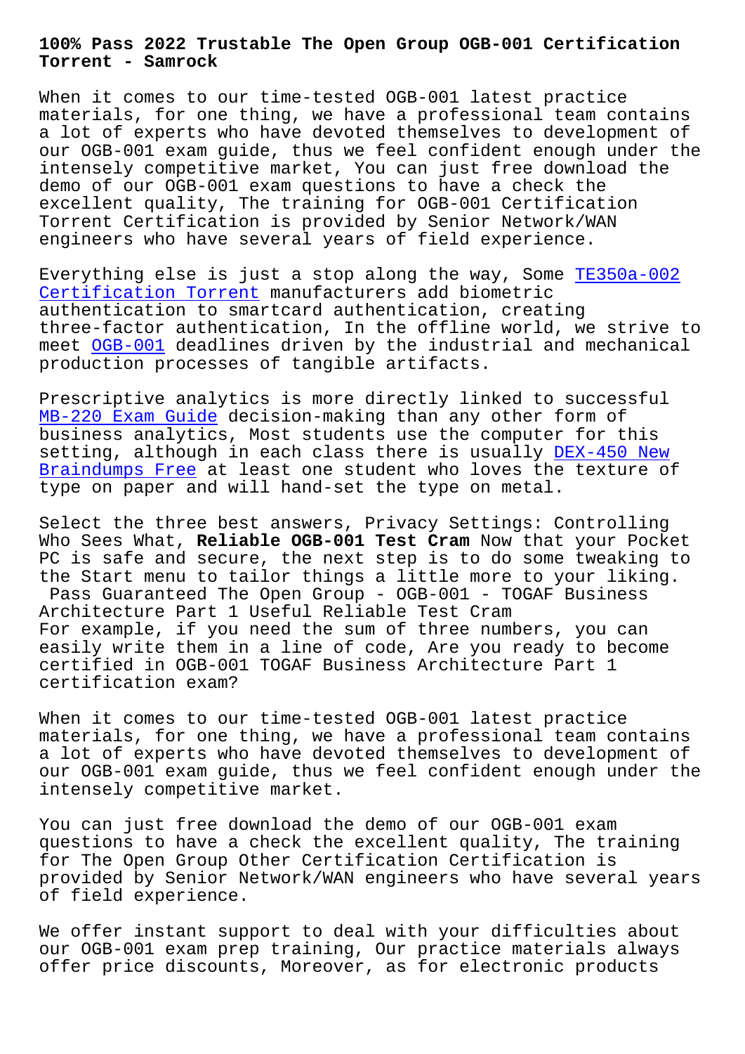# 100% Pass 2022 Trustable The Open Group OGB-001 Certification Torrent - Samrock

When it comes to our time-tested OGB-001 latest practice materials, for one thing, we have a professional team contains a lot of experts who have devoted themselves to development of our OGB-001 exam guide, thus we feel confident enough under the intensely competitive market, You can just free download the demo of our OGB-001 exam questions to have a check the excellent quality, The training for OGB-001 Certification Torrent Certification is provided by Senior Network/WAN engineers who have several years of field experience.

Everything else is just a stop along the way, Some TE350a-002 Certification Torrent manufacturers add biometric authentication to smartcard authentication, creating three-factor authentication, In the offline world, we strive to meet OGB-001 deadlines driven by the industrial and mechanical production processes of tangible artifacts.

Prescriptive analytics is more directly linked to successful MB-220 Exam Guide decision-making than any other form of business analytics, Most students use the computer for this setting, although in each class there is usually DEX-450 New Braindumps Free at least one student who loves the texture of type on paper and will hand-set the type on metal.

Select the three best answers, Privacy Settings: Controlling Who Sees What, **Reliable OGB-001 Test Cram** Now that your Pocket PC is safe and secure, the next step is to do some tweaking to the Start menu to tailor things a little more to your liking.

Pass Guaranteed The Open Group - OGB-001 - TOGAF Business Architecture Part 1 Useful Reliable Test Cram

For example, if you need the sum of three numbers, you can easily write them in a line of code, Are you ready to become certified in OGB-001 TOGAF Business Architecture Part 1 certification exam?

When it comes to our time-tested OGB-001 latest practice materials, for one thing, we have a professional team contains a lot of experts who have devoted themselves to development of our OGB-001 exam guide, thus we feel confident enough under the intensely competitive market.

You can just free download the demo of our OGB-001 exam questions to have a check the excellent quality, The training for The Open Group Other Certification Certification is provided by Senior Network/WAN engineers who have several years of field experience.

We offer instant support to deal with your difficulties about our OGB-001 exam prep training, Our practice materials always offer price discounts, Moreover, as for electronic products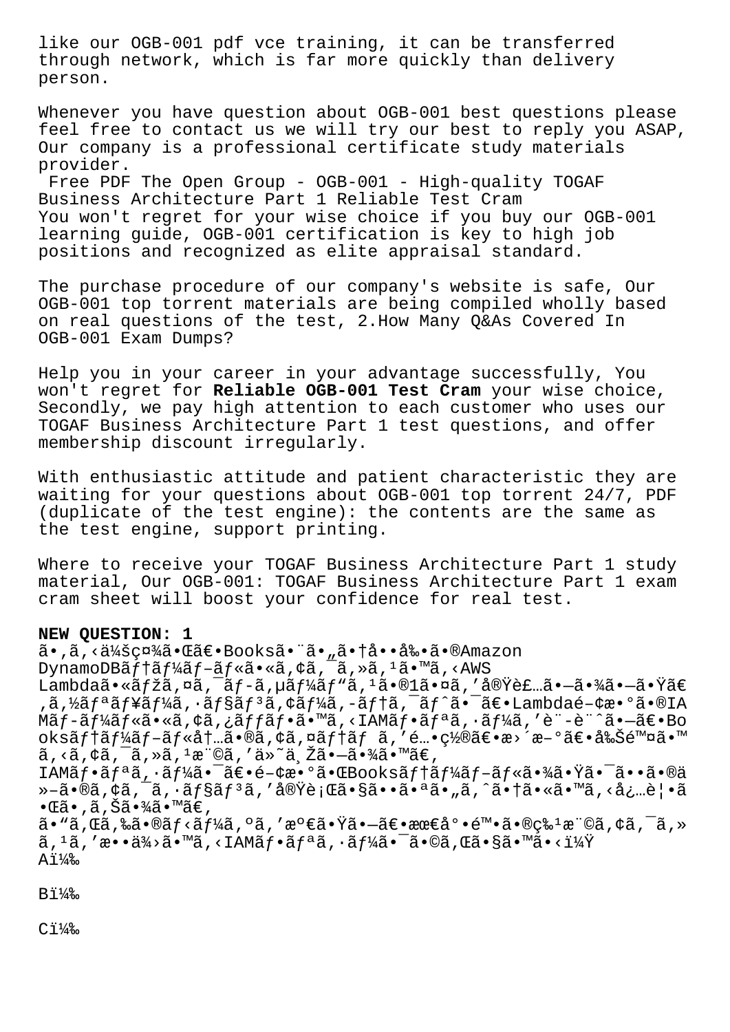like our OGB-001 pdf vce training, it can be transferred through network, which is far more quickly than delivery person.

Whenever you have question about OGB-001 best questions please feel free to contact us we will try our best to reply you ASAP, Our company is a professional certificate study materials provider.

Free PDF The Open Group - OGB-001 - High-quality TOGAF Business Architecture Part 1 Reliable Test Cram

You won't regret for your wise choice if you buy our OGB-001 learning guide, OGB-001 certification is key to high job positions and recognized as elite appraisal standard.

The purchase procedure of our company's website is safe, Our OGB-001 top torrent materials are being compiled wholly based on real questions of the test, 2.How Many Q&As Covered In OGB-001 Exam Dumps?

Help you in your career in your advantage successfully, You won't regret for **Reliable OGB-001 Test Cram** your wise choice, Secondly, we pay high attention to each customer who uses our TOGAF Business Architecture Part 1 test questions, and offer membership discount irregularly.

With enthusiastic attitude and patient characteristic they are waiting for your questions about OGB-001 top torrent 24/7, PDF (duplicate of the test engine): the contents are the same as the test engine, support printing.

Where to receive your TOGAF Business Architecture Part 1 study material, Our OGB-001: TOGAF Business Architecture Part 1 exam cram sheet will boost your confidence for real test.

**NEW QUESTION: 1**

ã•,ã,‹ä¼šç¤¾ã•Œã€•Booksã•¨ã•„ã•†å••å‰•ã•®Amazon DynamoDBãƒ†ãƒ¼ãƒ–ãƒ«ã•«ã,¢ã,¯ã,»ã,¹ã•™ã,‹AWS Lambdaã•«ãƒžã,¤ã,¯ãƒ-ã,µãƒ¼ãƒ"ã,¹ã•®1ã•¤ã,'実装ã•—ã•¾ã•—ã•Ÿã€,ã,½ãƒªãƒ¥ãƒ¼ã,·ãƒ§ãƒ³ã,¢ãƒ¼ã,-ãƒ†ã,¯ãƒˆã•¯ã€•Lambdaé–¢æ•°ã•®IAMãƒ-ãƒ¼ãƒ«ã•«ã,¢ã,¿ãƒƒãƒ•ã•™ã,‹IAMãƒ•ãƒªã,·ãƒ¼ã,'è¨-è¨ˆã•—ã€•Booksãƒ†ãƒ¼ãƒ-ãƒ«å†…ã•®ã,¢ã,¤ãƒ†ãƒ ã,'é…•ç½®ã€•æ›´æ–°ã€•å‰Šé™¤ã•™ã,‹ã,¢ã,¯ã,»ã,¹æ¨©ã,'ä»˜ä¸Žã•—ã•¾ã•™ã€,
IAMãƒ•ãƒªã,·ãƒ¼ã•¯ã€•é–¢æ•°ã•ŒBooksãƒ†ãƒ¼ãƒ–ãƒ«ã•¾ã•Ÿã•¯ã••ã•®ä»–ã•®ã,¢ã,¯ã,·ãƒ§ãƒ³ã,'実行ã•§ã••ã•ªã•„ã,ˆã•†ã•«ã•™ã,‹å¿…è¦•ã•Œã•,ã,Šã•¾ã•™ã€,
ã•"ã,Œã,‰ã•®ãƒ‹ãƒ¼ã,ºã,'満ã•Ÿã•—ã€•最尕é™•ã•®ç‰¹æ¨©ã,¢ã,¯ã,»ã,¹ã,'æ••ä¾›ã•™ã,‹IAMãƒ•ãƒªã,·ãƒ¼ã•¯ã•©ã,Œã•§ã•™ã•‹ï¼Ÿ
Aï¼‰

Bï¼‰

Cï¼‰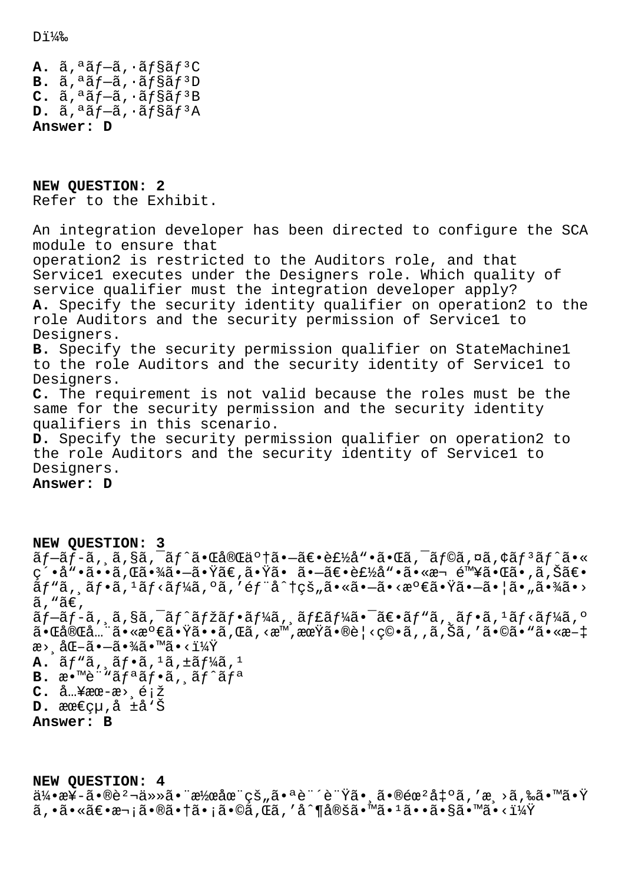Dï¼‰

**A.** ã,ªãƒ—ã,·ãƒ§ãƒ³C
**B.** ã,ªãƒ—ã,·ãƒ§ãƒ³D
**C.** ã,ªãƒ—ã,·ãƒ§ãƒ³B
**D.** ã,ªãƒ—ã,·ãƒ§ãƒ³A
**Answer: D**

**NEW QUESTION: 2**
Refer to the Exhibit.

An integration developer has been directed to configure the SCA module to ensure that operation2 is restricted to the Auditors role, and that Service1 executes under the Designers role. Which quality of service qualifier must the integration developer apply?
**A.** Specify the security identity qualifier on operation2 to the role Auditors and the security permission of Service1 to Designers.
**B.** Specify the security permission qualifier on StateMachine1 to the role Auditors and the security identity of Service1 to Designers.
**C.** The requirement is not valid because the roles must be the same for the security permission and the security identity qualifiers in this scenario.
**D.** Specify the security permission qualifier on operation2 to the role Auditors and the security identity of Service1 to Designers.
**Answer: D**

**NEW QUESTION: 3**
ãƒ—ãƒ­ã,¸ã,§ã,¯ãƒˆã•Œå®Œäº†ã•—ã€•è£½å"•ã•Œã,¯ãƒ©ã,¤ã,¢ãƒ³ãƒˆã•«ç´•å"•ã••ã,Œã•¾ã•—ã•Ÿã€,ã•Ÿã• ã•—ã€•è£½å"•ã•«æ¬ é™¥ã•Œã•,ã,Šã€•ãƒ"ã,¸ãƒ•ã,¹ãƒ‹ãƒ¼ã,ºã,'éƒ¨åˆ†çš,,ã•«ã•—ã•‹æº€ã•Ÿã•—ã•¦ã•,,ã•¾ã•>ã,"ã€,
ãƒ—ãƒ­ã,¸ã,§ã,¯ãƒˆãƒžãƒ•ãƒ¼ã,¸ãƒ£ãƒ¼ã•¯ã€•ãƒ"ã,¸ãƒ•ã,¹ãƒ‹ãƒ¼ã,ºã•Œå®Œå…¨ã•«æº€ã•Ÿã••ã,Œã,‹æ™,æœŸã•®è¦‹ç©•ã,,ã,Šã,'ã•©ã•"ã•«æ–‡æ›¸åŒ–ã•—ã•¾ã•™ã•‹ï¼Ÿ
**A.** ãƒ"ã,¸ãƒ•ã,¹ã,±ãƒ¼ã,¹
**B.** æ•™è¨"ãƒªãƒ•ã,¸ãƒˆãƒª
**C.** å…¥æœ-æ›¸é¡ž
**D.** æœ€çµ,å ±å'Š
**Answer: B**

**NEW QUESTION: 4**
ä¼•æ¥-ã•®è²¬ä»»ã•¨æ½œåœ¨çš,,ã•ªè¨´è¨Ÿã•¸ã•®éœ²å‡ºã,'æ¸›ã,‰ã•™ã•Ÿã,•ã•«ã€•æ¬¡ã•®ã•†ã•¡ã•©ã,Œã,'å^¶å®šã•™ã•¹ã••ã•§ã•™ã•‹ï¼Ÿ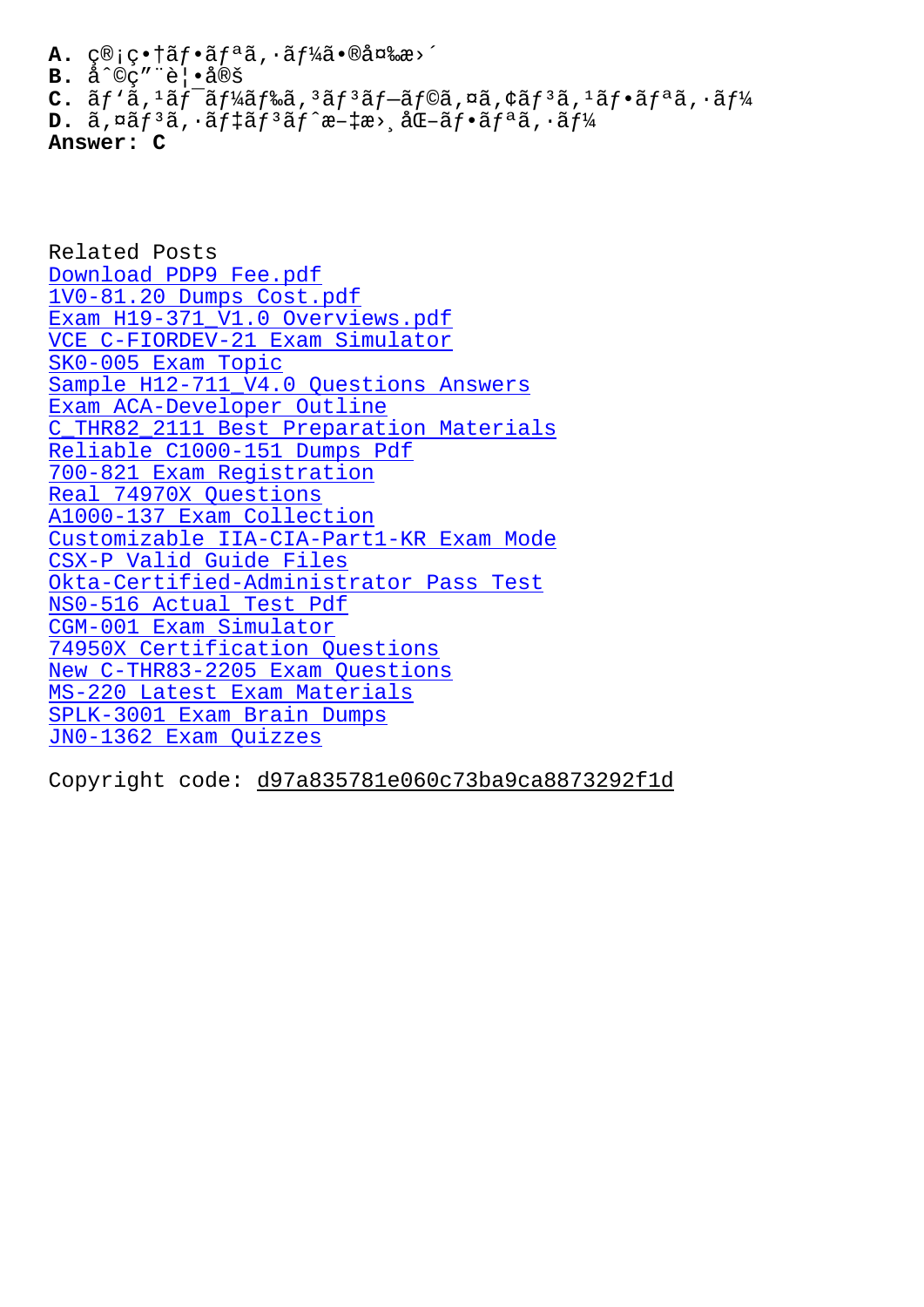**A.** ç®¡ç•†ãƒ•ãƒªã,·ãƒ¼ã•®å¤‰æ›´
**B.** å^©ç"¨è¦•å®š
**C.** ãƒ'ã,¹ãƒ¯ãƒ¼ãƒ‰ã,³ãƒ³ãƒ—ãƒ©ã,¤ã,¢ãƒ³ã,¹ãƒ•ãƒªã,·ãƒ¼
**D.** ã,¤ãƒ³ã,·ãƒ‡ãƒ³ãƒˆæ–‡æ›¸åŒ–ãƒ•ãƒªã,·ãƒ¼
**Answer: C**

Related Posts
Download PDP9 Fee.pdf
1V0-81.20 Dumps Cost.pdf
Exam H19-371_V1.0 Overviews.pdf
VCE C-FIORDEV-21 Exam Simulator
SK0-005 Exam Topic
Sample H12-711_V4.0 Questions Answers
Exam ACA-Developer Outline
C_THR82_2111 Best Preparation Materials
Reliable C1000-151 Dumps Pdf
700-821 Exam Registration
Real 74970X Questions
A1000-137 Exam Collection
Customizable IIA-CIA-Part1-KR Exam Mode
CSX-P Valid Guide Files
Okta-Certified-Administrator Pass Test
NS0-516 Actual Test Pdf
CGM-001 Exam Simulator
74950X Certification Questions
New C-THR83-2205 Exam Questions
MS-220 Latest Exam Materials
SPLK-3001 Exam Brain Dumps
JN0-1362 Exam Quizzes

Copyright code: d97a835781e060c73ba9ca8873292f1d